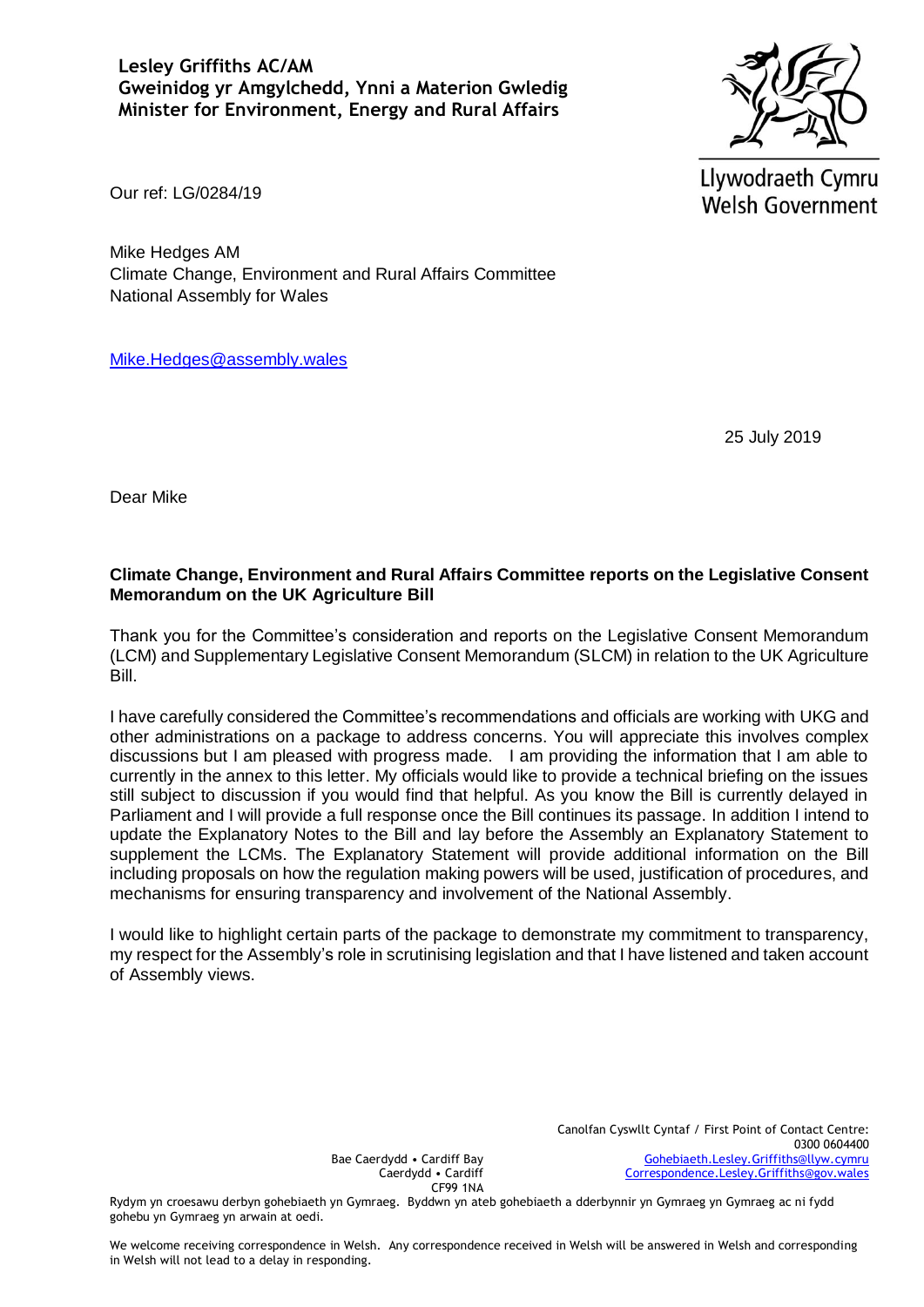**Lesley Griffiths AC/AM**
**Gweinidog yr Amgylchedd, Ynni a Materion Gwledig**
**Minister for Environment, Energy and Rural Affairs**

Llywodraeth Cymru
Welsh Government

Our ref: LG/0284/19

Mike Hedges AM
Climate Change, Environment and Rural Affairs Committee
National Assembly for Wales

Mike.Hedges@assembly.wales

25 July 2019

Dear Mike

**Climate Change, Environment and Rural Affairs Committee reports on the Legislative Consent Memorandum on the UK Agriculture Bill**

Thank you for the Committee's consideration and reports on the Legislative Consent Memorandum (LCM) and Supplementary Legislative Consent Memorandum (SLCM) in relation to the UK Agriculture Bill.

I have carefully considered the Committee's recommendations and officials are working with UKG and other administrations on a package to address concerns. You will appreciate this involves complex discussions but I am pleased with progress made. I am providing the information that I am able to currently in the annex to this letter. My officials would like to provide a technical briefing on the issues still subject to discussion if you would find that helpful. As you know the Bill is currently delayed in Parliament and I will provide a full response once the Bill continues its passage. In addition I intend to update the Explanatory Notes to the Bill and lay before the Assembly an Explanatory Statement to supplement the LCMs. The Explanatory Statement will provide additional information on the Bill including proposals on how the regulation making powers will be used, justification of procedures, and mechanisms for ensuring transparency and involvement of the National Assembly.

I would like to highlight certain parts of the package to demonstrate my commitment to transparency, my respect for the Assembly's role in scrutinising legislation and that I have listened and taken account of Assembly views.

Bae Caerdydd • Cardiff Bay
Caerdydd • Cardiff
CF99 1NA

Canolfan Cyswllt Cyntaf / First Point of Contact Centre:
0300 0604400
Gohebiaeth.Lesley.Griffiths@llyw.cymru
Correspondence.Lesley.Griffiths@gov.wales

Rydym yn croesawu derbyn gohebiaeth yn Gymraeg. Byddwn yn ateb gohebiaeth a dderbynnir yn Gymraeg yn Gymraeg ac ni fydd gohebu yn Gymraeg yn arwain at oedi.

We welcome receiving correspondence in Welsh. Any correspondence received in Welsh will be answered in Welsh and corresponding in Welsh will not lead to a delay in responding.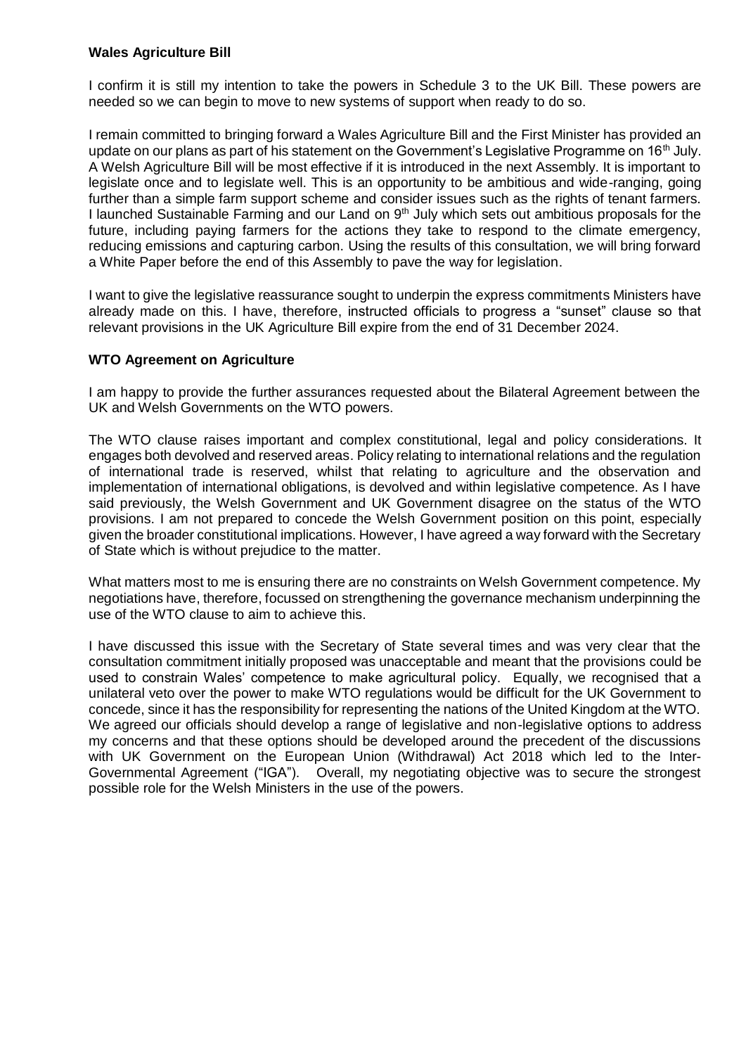**Wales Agriculture Bill**

I confirm it is still my intention to take the powers in Schedule 3 to the UK Bill. These powers are needed so we can begin to move to new systems of support when ready to do so.

I remain committed to bringing forward a Wales Agriculture Bill and the First Minister has provided an update on our plans as part of his statement on the Government's Legislative Programme on 16th July. A Welsh Agriculture Bill will be most effective if it is introduced in the next Assembly. It is important to legislate once and to legislate well. This is an opportunity to be ambitious and wide-ranging, going further than a simple farm support scheme and consider issues such as the rights of tenant farmers. I launched Sustainable Farming and our Land on 9th July which sets out ambitious proposals for the future, including paying farmers for the actions they take to respond to the climate emergency, reducing emissions and capturing carbon. Using the results of this consultation, we will bring forward a White Paper before the end of this Assembly to pave the way for legislation.

I want to give the legislative reassurance sought to underpin the express commitments Ministers have already made on this. I have, therefore, instructed officials to progress a "sunset" clause so that relevant provisions in the UK Agriculture Bill expire from the end of 31 December 2024.

**WTO Agreement on Agriculture**

I am happy to provide the further assurances requested about the Bilateral Agreement between the UK and Welsh Governments on the WTO powers.

The WTO clause raises important and complex constitutional, legal and policy considerations. It engages both devolved and reserved areas. Policy relating to international relations and the regulation of international trade is reserved, whilst that relating to agriculture and the observation and implementation of international obligations, is devolved and within legislative competence. As I have said previously, the Welsh Government and UK Government disagree on the status of the WTO provisions. I am not prepared to concede the Welsh Government position on this point, especially given the broader constitutional implications. However, I have agreed a way forward with the Secretary of State which is without prejudice to the matter.

What matters most to me is ensuring there are no constraints on Welsh Government competence. My negotiations have, therefore, focussed on strengthening the governance mechanism underpinning the use of the WTO clause to aim to achieve this.

I have discussed this issue with the Secretary of State several times and was very clear that the consultation commitment initially proposed was unacceptable and meant that the provisions could be used to constrain Wales' competence to make agricultural policy. Equally, we recognised that a unilateral veto over the power to make WTO regulations would be difficult for the UK Government to concede, since it has the responsibility for representing the nations of the United Kingdom at the WTO. We agreed our officials should develop a range of legislative and non-legislative options to address my concerns and that these options should be developed around the precedent of the discussions with UK Government on the European Union (Withdrawal) Act 2018 which led to the Inter-Governmental Agreement ("IGA"). Overall, my negotiating objective was to secure the strongest possible role for the Welsh Ministers in the use of the powers.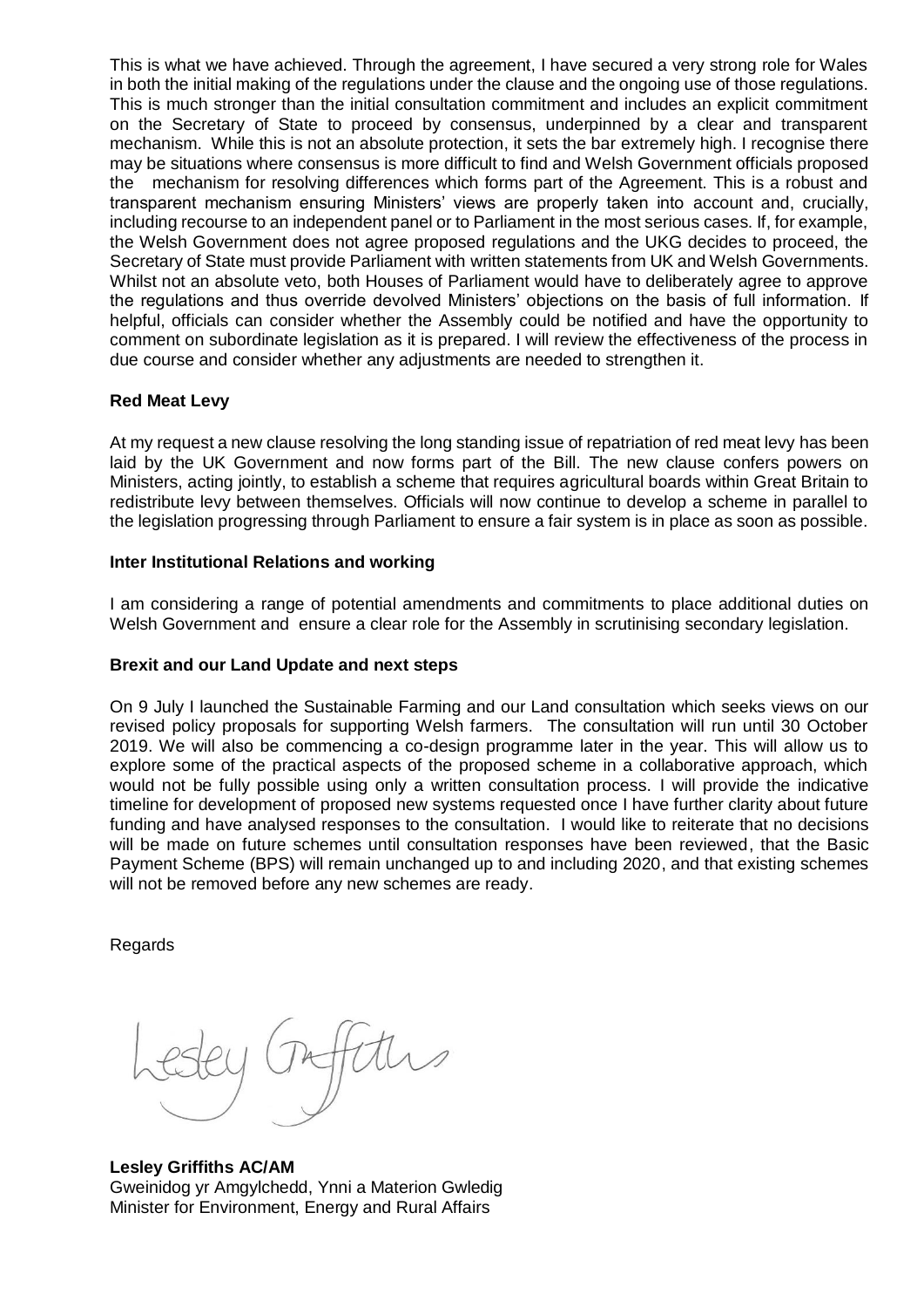This is what we have achieved. Through the agreement, I have secured a very strong role for Wales in both the initial making of the regulations under the clause and the ongoing use of those regulations. This is much stronger than the initial consultation commitment and includes an explicit commitment on the Secretary of State to proceed by consensus, underpinned by a clear and transparent mechanism. While this is not an absolute protection, it sets the bar extremely high. I recognise there may be situations where consensus is more difficult to find and Welsh Government officials proposed the mechanism for resolving differences which forms part of the Agreement. This is a robust and transparent mechanism ensuring Ministers' views are properly taken into account and, crucially, including recourse to an independent panel or to Parliament in the most serious cases. If, for example, the Welsh Government does not agree proposed regulations and the UKG decides to proceed, the Secretary of State must provide Parliament with written statements from UK and Welsh Governments. Whilst not an absolute veto, both Houses of Parliament would have to deliberately agree to approve the regulations and thus override devolved Ministers' objections on the basis of full information. If helpful, officials can consider whether the Assembly could be notified and have the opportunity to comment on subordinate legislation as it is prepared. I will review the effectiveness of the process in due course and consider whether any adjustments are needed to strengthen it.

**Red Meat Levy**

At my request a new clause resolving the long standing issue of repatriation of red meat levy has been laid by the UK Government and now forms part of the Bill. The new clause confers powers on Ministers, acting jointly, to establish a scheme that requires agricultural boards within Great Britain to redistribute levy between themselves. Officials will now continue to develop a scheme in parallel to the legislation progressing through Parliament to ensure a fair system is in place as soon as possible.

**Inter Institutional Relations and working**

I am considering a range of potential amendments and commitments to place additional duties on Welsh Government and ensure a clear role for the Assembly in scrutinising secondary legislation.

**Brexit and our Land Update and next steps**

On 9 July I launched the Sustainable Farming and our Land consultation which seeks views on our revised policy proposals for supporting Welsh farmers. The consultation will run until 30 October 2019. We will also be commencing a co-design programme later in the year. This will allow us to explore some of the practical aspects of the proposed scheme in a collaborative approach, which would not be fully possible using only a written consultation process. I will provide the indicative timeline for development of proposed new systems requested once I have further clarity about future funding and have analysed responses to the consultation. I would like to reiterate that no decisions will be made on future schemes until consultation responses have been reviewed, that the Basic Payment Scheme (BPS) will remain unchanged up to and including 2020, and that existing schemes will not be removed before any new schemes are ready.

Regards

Lesley Griffiths

**Lesley Griffiths AC/AM**
Gweinidog yr Amgylchedd, Ynni a Materion Gwledig
Minister for Environment, Energy and Rural Affairs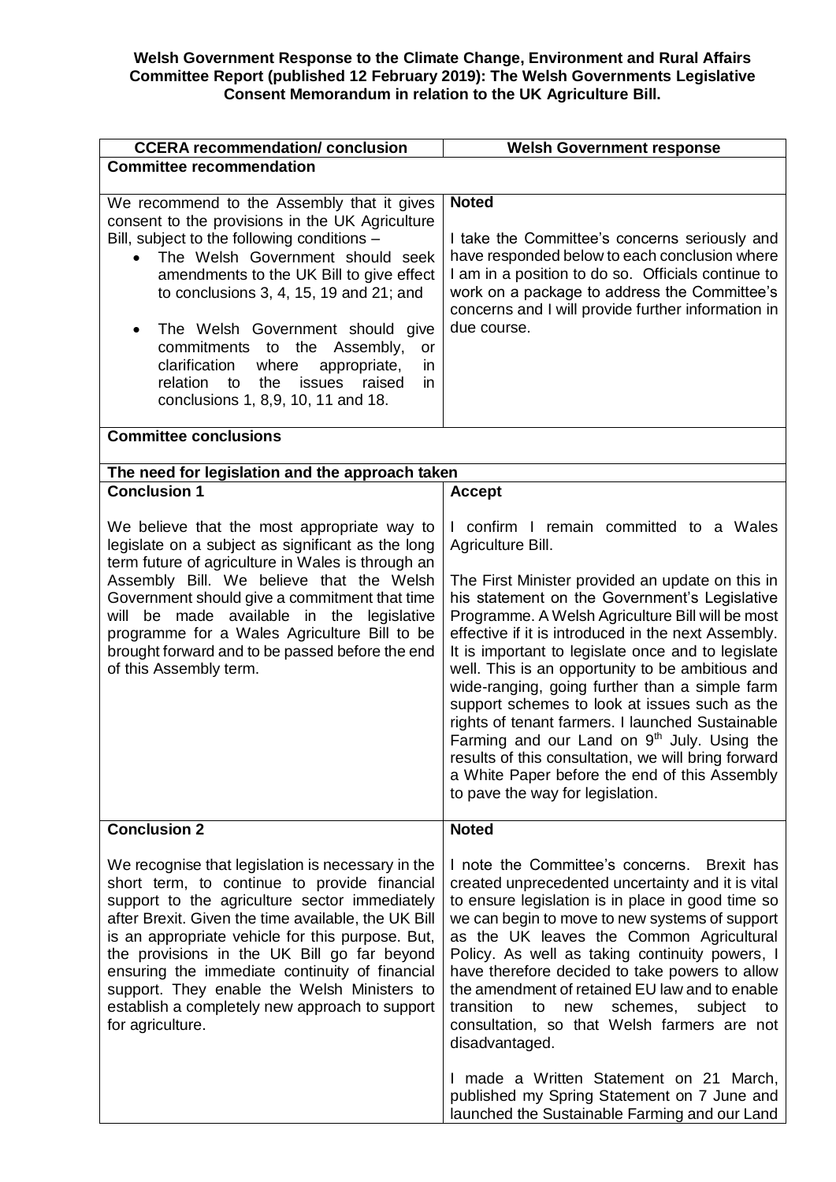**Welsh Government Response to the Climate Change, Environment and Rural Affairs Committee Report (published 12 February 2019): The Welsh Governments Legislative Consent Memorandum in relation to the UK Agriculture Bill.**

| CCERA recommendation/ conclusion | Welsh Government response |
|---|---|
| **Committee recommendation** | |
| We recommend to the Assembly that it gives consent to the provisions in the UK Agriculture Bill, subject to the following conditions – <br>• The Welsh Government should seek amendments to the UK Bill to give effect to conclusions 3, 4, 15, 19 and 21; and <br>• The Welsh Government should give commitments to the Assembly, or clarification where appropriate, in relation to the issues raised in conclusions 1, 8,9, 10, 11 and 18. | **Noted** <br><br>I take the Committee's concerns seriously and have responded below to each conclusion where I am in a position to do so. Officials continue to work on a package to address the Committee's concerns and I will provide further information in due course. |
| **Committee conclusions** | |
| **The need for legislation and the approach taken** | |
| **Conclusion 1** <br><br>We believe that the most appropriate way to legislate on a subject as significant as the long term future of agriculture in Wales is through an Assembly Bill. We believe that the Welsh Government should give a commitment that time will be made available in the legislative programme for a Wales Agriculture Bill to be brought forward and to be passed before the end of this Assembly term. | **Accept** <br><br>I confirm I remain committed to a Wales Agriculture Bill. <br><br>The First Minister provided an update on this in his statement on the Government's Legislative Programme. A Welsh Agriculture Bill will be most effective if it is introduced in the next Assembly. It is important to legislate once and to legislate well. This is an opportunity to be ambitious and wide-ranging, going further than a simple farm support schemes to look at issues such as the rights of tenant farmers. I launched Sustainable Farming and our Land on 9th July. Using the results of this consultation, we will bring forward a White Paper before the end of this Assembly to pave the way for legislation. |
| **Conclusion 2** <br><br>We recognise that legislation is necessary in the short term, to continue to provide financial support to the agriculture sector immediately after Brexit. Given the time available, the UK Bill is an appropriate vehicle for this purpose. But, the provisions in the UK Bill go far beyond ensuring the immediate continuity of financial support. They enable the Welsh Ministers to establish a completely new approach to support for agriculture. | **Noted** <br><br>I note the Committee's concerns. Brexit has created unprecedented uncertainty and it is vital to ensure legislation is in place in good time so we can begin to move to new systems of support as the UK leaves the Common Agricultural Policy. As well as taking continuity powers, I have therefore decided to take powers to allow the amendment of retained EU law and to enable transition to new schemes, subject to consultation, so that Welsh farmers are not disadvantaged. <br><br>I made a Written Statement on 21 March, published my Spring Statement on 7 June and launched the Sustainable Farming and our Land |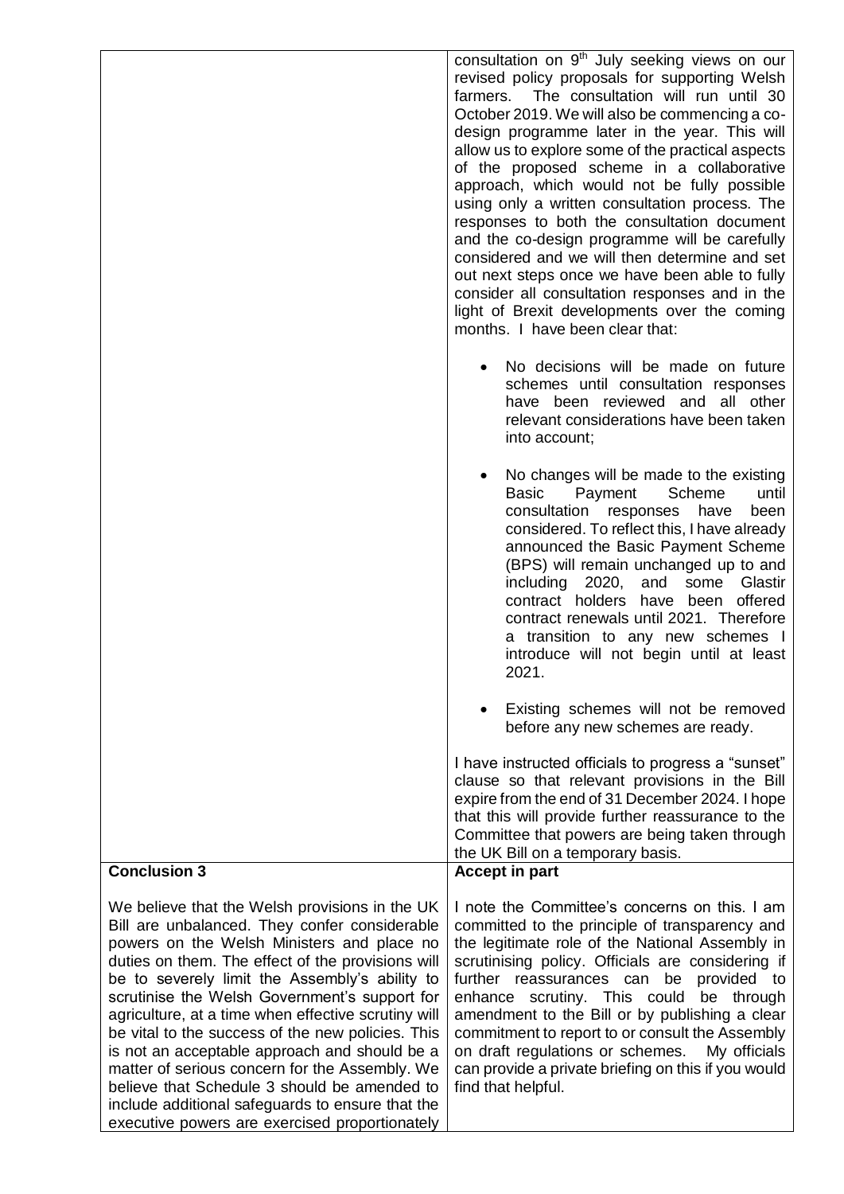| | |
|---|---|
| | consultation on 9th July seeking views on our revised policy proposals for supporting Welsh farmers. The consultation will run until 30 October 2019. We will also be commencing a co-design programme later in the year. This will allow us to explore some of the practical aspects of the proposed scheme in a collaborative approach, which would not be fully possible using only a written consultation process. The responses to both the consultation document and the co-design programme will be carefully considered and we will then determine and set out next steps once we have been able to fully consider all consultation responses and in the light of Brexit developments over the coming months. I have been clear that:<br><br>• No decisions will be made on future schemes until consultation responses have been reviewed and all other relevant considerations have been taken into account;<br><br>• No changes will be made to the existing Basic Payment Scheme until consultation responses have been considered. To reflect this, I have already announced the Basic Payment Scheme (BPS) will remain unchanged up to and including 2020, and some Glastir contract holders have been offered contract renewals until 2021. Therefore a transition to any new schemes I introduce will not begin until at least 2021.<br><br>• Existing schemes will not be removed before any new schemes are ready.<br><br>I have instructed officials to progress a "sunset" clause so that relevant provisions in the Bill expire from the end of 31 December 2024. I hope that this will provide further reassurance to the Committee that powers are being taken through the UK Bill on a temporary basis. |
| **Conclusion 3**<br><br>We believe that the Welsh provisions in the UK Bill are unbalanced. They confer considerable powers on the Welsh Ministers and place no duties on them. The effect of the provisions will be to severely limit the Assembly's ability to scrutinise the Welsh Government's support for agriculture, at a time when effective scrutiny will be vital to the success of the new policies. This is not an acceptable approach and should be a matter of serious concern for the Assembly. We believe that Schedule 3 should be amended to include additional safeguards to ensure that the executive powers are exercised proportionately | **Accept in part**<br><br>I note the Committee's concerns on this. I am committed to the principle of transparency and the legitimate role of the National Assembly in scrutinising policy. Officials are considering if further reassurances can be provided to enhance scrutiny. This could be through amendment to the Bill or by publishing a clear commitment to report to or consult the Assembly on draft regulations or schemes. My officials can provide a private briefing on this if you would find that helpful. |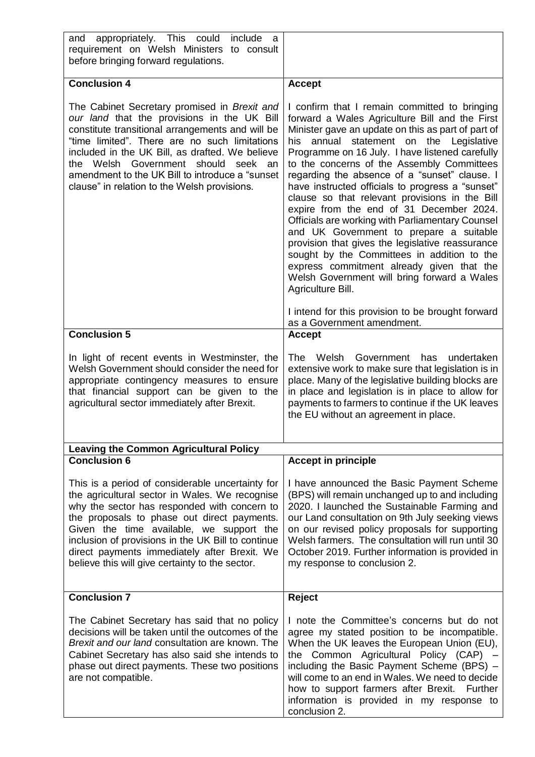| | |
|---|---|
| and appropriately. This could include a requirement on Welsh Ministers to consult before bringing forward regulations. | |
| **Conclusion 4**<br><br>The Cabinet Secretary promised in *Brexit and our land* that the provisions in the UK Bill constitute transitional arrangements and will be "time limited". There are no such limitations included in the UK Bill, as drafted. We believe the Welsh Government should seek an amendment to the UK Bill to introduce a "sunset clause" in relation to the Welsh provisions. | **Accept**<br><br>I confirm that I remain committed to bringing forward a Wales Agriculture Bill and the First Minister gave an update on this as part of part of his annual statement on the Legislative Programme on 16 July. I have listened carefully to the concerns of the Assembly Committees regarding the absence of a "sunset" clause. I have instructed officials to progress a "sunset" clause so that relevant provisions in the Bill expire from the end of 31 December 2024. Officials are working with Parliamentary Counsel and UK Government to prepare a suitable provision that gives the legislative reassurance sought by the Committees in addition to the express commitment already given that the Welsh Government will bring forward a Wales Agriculture Bill.<br><br>I intend for this provision to be brought forward as a Government amendment. |
| **Conclusion 5**<br><br>In light of recent events in Westminster, the Welsh Government should consider the need for appropriate contingency measures to ensure that financial support can be given to the agricultural sector immediately after Brexit. | **Accept**<br><br>The Welsh Government has undertaken extensive work to make sure that legislation is in place. Many of the legislative building blocks are in place and legislation is in place to allow for payments to farmers to continue if the UK leaves the EU without an agreement in place. |
| **Leaving the Common Agricultural Policy** | |
| **Conclusion 6**<br><br>This is a period of considerable uncertainty for the agricultural sector in Wales. We recognise why the sector has responded with concern to the proposals to phase out direct payments. Given the time available, we support the inclusion of provisions in the UK Bill to continue direct payments immediately after Brexit. We believe this will give certainty to the sector. | **Accept in principle**<br><br>I have announced the Basic Payment Scheme (BPS) will remain unchanged up to and including 2020. I launched the Sustainable Farming and our Land consultation on 9th July seeking views on our revised policy proposals for supporting Welsh farmers. The consultation will run until 30 October 2019. Further information is provided in my response to conclusion 2. |
| **Conclusion 7**<br><br>The Cabinet Secretary has said that no policy decisions will be taken until the outcomes of the *Brexit and our land* consultation are known. The Cabinet Secretary has also said she intends to phase out direct payments. These two positions are not compatible. | **Reject**<br><br>I note the Committee's concerns but do not agree my stated position to be incompatible. When the UK leaves the European Union (EU), the Common Agricultural Policy (CAP) – including the Basic Payment Scheme (BPS) – will come to an end in Wales. We need to decide how to support farmers after Brexit. Further information is provided in my response to conclusion 2. |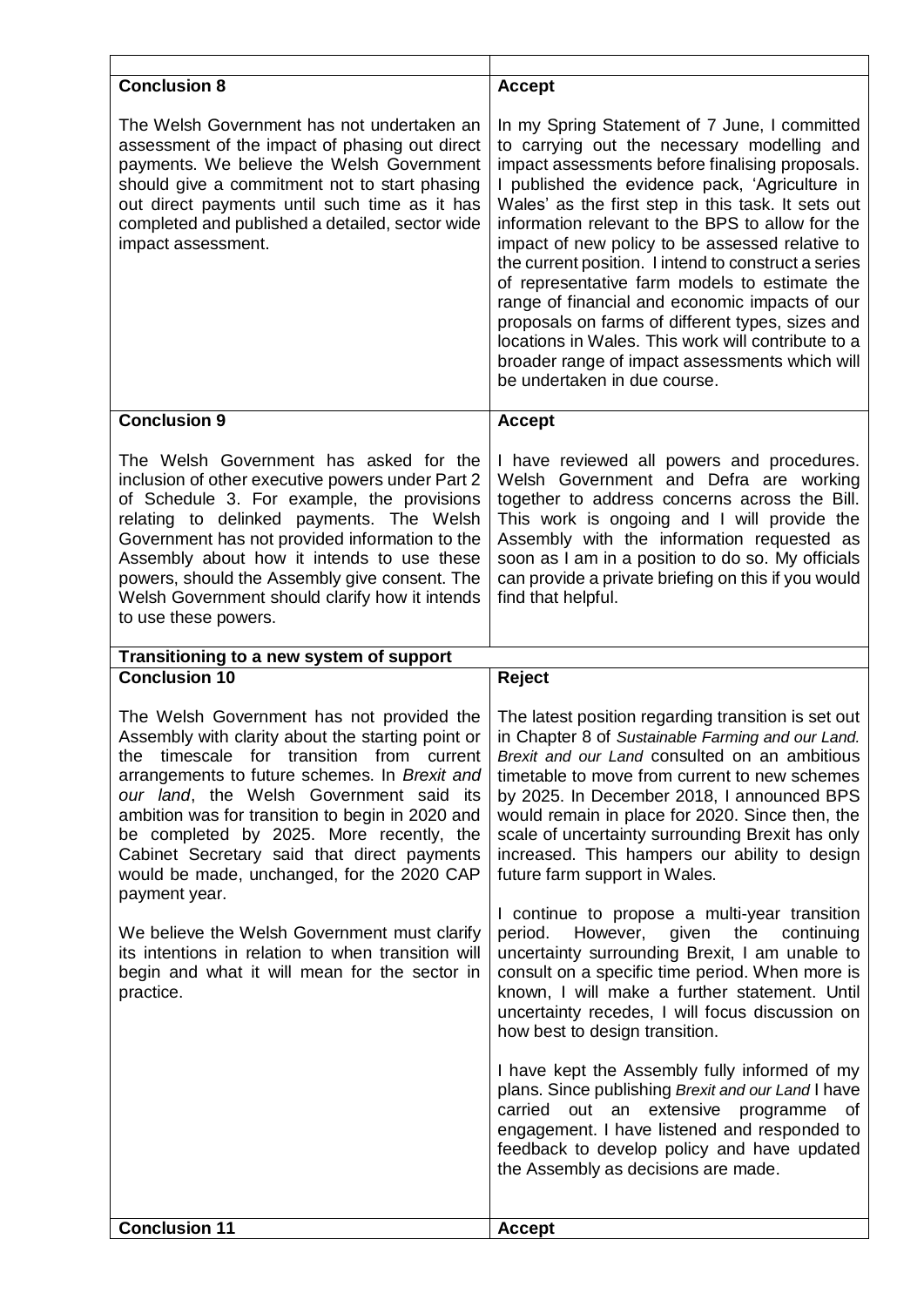| | |
|---|---|
| **Conclusion 8**<br><br>The Welsh Government has not undertaken an assessment of the impact of phasing out direct payments. We believe the Welsh Government should give a commitment not to start phasing out direct payments until such time as it has completed and published a detailed, sector wide impact assessment. | **Accept**<br><br>In my Spring Statement of 7 June, I committed to carrying out the necessary modelling and impact assessments before finalising proposals. I published the evidence pack, 'Agriculture in Wales' as the first step in this task. It sets out information relevant to the BPS to allow for the impact of new policy to be assessed relative to the current position. I intend to construct a series of representative farm models to estimate the range of financial and economic impacts of our proposals on farms of different types, sizes and locations in Wales. This work will contribute to a broader range of impact assessments which will be undertaken in due course. |
| **Conclusion 9**<br><br>The Welsh Government has asked for the inclusion of other executive powers under Part 2 of Schedule 3. For example, the provisions relating to delinked payments. The Welsh Government has not provided information to the Assembly about how it intends to use these powers, should the Assembly give consent. The Welsh Government should clarify how it intends to use these powers. | **Accept**<br><br>I have reviewed all powers and procedures. Welsh Government and Defra are working together to address concerns across the Bill. This work is ongoing and I will provide the Assembly with the information requested as soon as I am in a position to do so. My officials can provide a private briefing on this if you would find that helpful. |
| **Transitioning to a new system of support** | |
| **Conclusion 10**<br><br>The Welsh Government has not provided the Assembly with clarity about the starting point or the timescale for transition from current arrangements to future schemes. In *Brexit and our land*, the Welsh Government said its ambition was for transition to begin in 2020 and be completed by 2025. More recently, the Cabinet Secretary said that direct payments would be made, unchanged, for the 2020 CAP payment year.<br><br>We believe the Welsh Government must clarify its intentions in relation to when transition will begin and what it will mean for the sector in practice. | **Reject**<br><br>The latest position regarding transition is set out in Chapter 8 of *Sustainable Farming and our Land. Brexit and our Land* consulted on an ambitious timetable to move from current to new schemes by 2025. In December 2018, I announced BPS would remain in place for 2020. Since then, the scale of uncertainty surrounding Brexit has only increased. This hampers our ability to design future farm support in Wales.<br><br>I continue to propose a multi-year transition period. However, given the continuing uncertainty surrounding Brexit, I am unable to consult on a specific time period. When more is known, I will make a further statement. Until uncertainty recedes, I will focus discussion on how best to design transition.<br><br>I have kept the Assembly fully informed of my plans. Since publishing *Brexit and our Land* I have carried out an extensive programme of engagement. I have listened and responded to feedback to develop policy and have updated the Assembly as decisions are made. |
| **Conclusion 11** | **Accept** |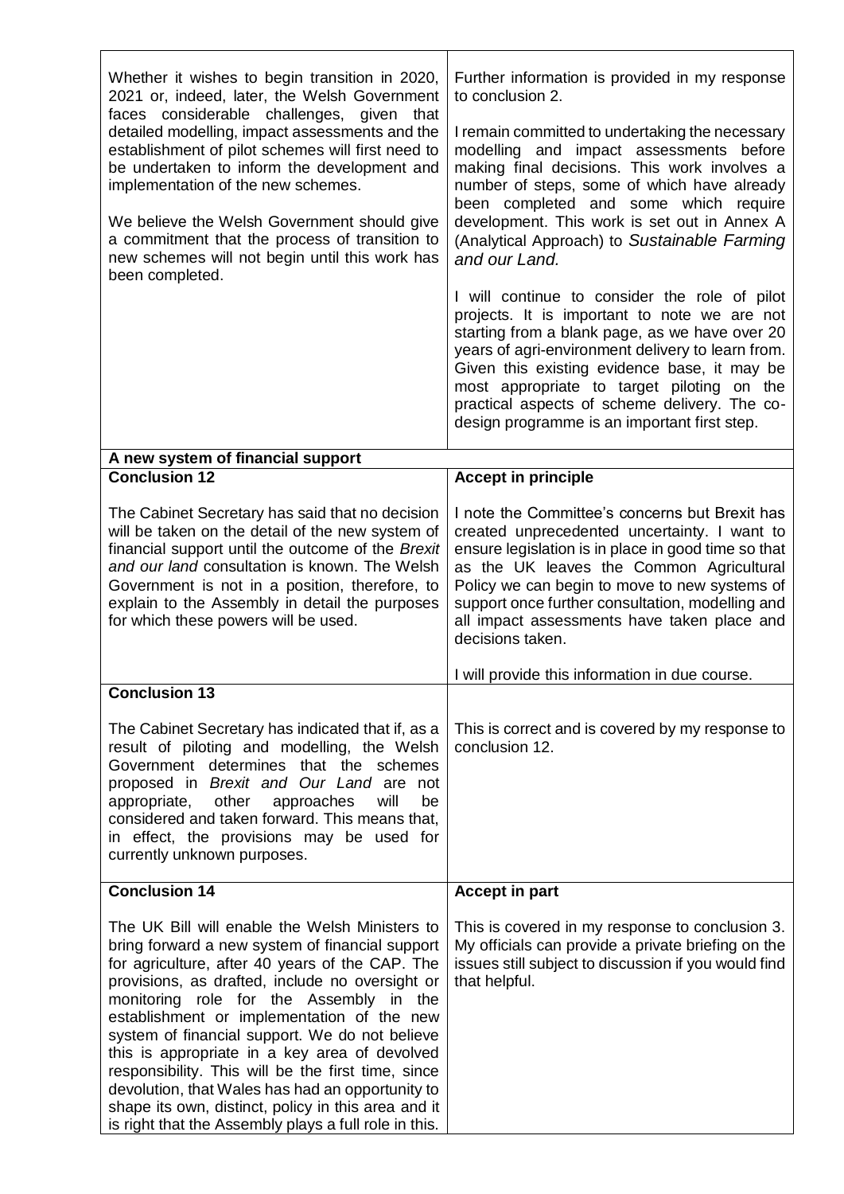| | |
|---|---|
| Whether it wishes to begin transition in 2020, 2021 or, indeed, later, the Welsh Government faces considerable challenges, given that detailed modelling, impact assessments and the establishment of pilot schemes will first need to be undertaken to inform the development and implementation of the new schemes.<br><br>We believe the Welsh Government should give a commitment that the process of transition to new schemes will not begin until this work has been completed. | Further information is provided in my response to conclusion 2.<br><br>I remain committed to undertaking the necessary modelling and impact assessments before making final decisions. This work involves a number of steps, some of which have already been completed and some which require development. This work is set out in Annex A (Analytical Approach) to *Sustainable Farming and our Land.*<br><br>I will continue to consider the role of pilot projects. It is important to note we are not starting from a blank page, as we have over 20 years of agri-environment delivery to learn from. Given this existing evidence base, it may be most appropriate to target piloting on the practical aspects of scheme delivery. The co-design programme is an important first step. |
| **A new system of financial support** | |
| **Conclusion 12**<br><br>The Cabinet Secretary has said that no decision will be taken on the detail of the new system of financial support until the outcome of the *Brexit and our land* consultation is known. The Welsh Government is not in a position, therefore, to explain to the Assembly in detail the purposes for which these powers will be used. | **Accept in principle**<br><br>I note the Committee's concerns but Brexit has created unprecedented uncertainty. I want to ensure legislation is in place in good time so that as the UK leaves the Common Agricultural Policy we can begin to move to new systems of support once further consultation, modelling and all impact assessments have taken place and decisions taken.<br><br>I will provide this information in due course. |
| **Conclusion 13**<br><br>The Cabinet Secretary has indicated that if, as a result of piloting and modelling, the Welsh Government determines that the schemes proposed in *Brexit and Our Land* are not appropriate, other approaches will be considered and taken forward. This means that, in effect, the provisions may be used for currently unknown purposes. | This is correct and is covered by my response to conclusion 12. |
| **Conclusion 14**<br><br>The UK Bill will enable the Welsh Ministers to bring forward a new system of financial support for agriculture, after 40 years of the CAP. The provisions, as drafted, include no oversight or monitoring role for the Assembly in the establishment or implementation of the new system of financial support. We do not believe this is appropriate in a key area of devolved responsibility. This will be the first time, since devolution, that Wales has had an opportunity to shape its own, distinct, policy in this area and it is right that the Assembly plays a full role in this. | **Accept in part**<br><br>This is covered in my response to conclusion 3. My officials can provide a private briefing on the issues still subject to discussion if you would find that helpful. |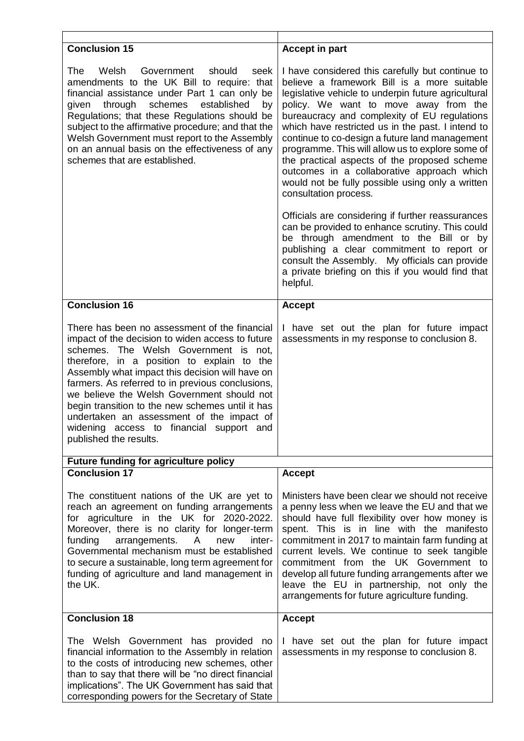| | |
|---|---|
| **Conclusion 15**<br><br>The Welsh Government should seek amendments to the UK Bill to require: that financial assistance under Part 1 can only be given through schemes established by Regulations; that these Regulations should be subject to the affirmative procedure; and that the Welsh Government must report to the Assembly on an annual basis on the effectiveness of any schemes that are established. | **Accept in part**<br><br>I have considered this carefully but continue to believe a framework Bill is a more suitable legislative vehicle to underpin future agricultural policy. We want to move away from the bureaucracy and complexity of EU regulations which have restricted us in the past. I intend to continue to co-design a future land management programme. This will allow us to explore some of the practical aspects of the proposed scheme outcomes in a collaborative approach which would not be fully possible using only a written consultation process.<br><br>Officials are considering if further reassurances can be provided to enhance scrutiny. This could be through amendment to the Bill or by publishing a clear commitment to report or consult the Assembly. My officials can provide a private briefing on this if you would find that helpful. |
| **Conclusion 16**<br><br>There has been no assessment of the financial impact of the decision to widen access to future schemes. The Welsh Government is not, therefore, in a position to explain to the Assembly what impact this decision will have on farmers. As referred to in previous conclusions, we believe the Welsh Government should not begin transition to the new schemes until it has undertaken an assessment of the impact of widening access to financial support and published the results. | **Accept**<br><br>I have set out the plan for future impact assessments in my response to conclusion 8. |
| **Future funding for agriculture policy** | |
| **Conclusion 17**<br><br>The constituent nations of the UK are yet to reach an agreement on funding arrangements for agriculture in the UK for 2020-2022. Moreover, there is no clarity for longer-term funding arrangements. A new inter-Governmental mechanism must be established to secure a sustainable, long term agreement for funding of agriculture and land management in the UK. | **Accept**<br><br>Ministers have been clear we should not receive a penny less when we leave the EU and that we should have full flexibility over how money is spent. This is in line with the manifesto commitment in 2017 to maintain farm funding at current levels. We continue to seek tangible commitment from the UK Government to develop all future funding arrangements after we leave the EU in partnership, not only the arrangements for future agriculture funding. |
| **Conclusion 18**<br><br>The Welsh Government has provided no financial information to the Assembly in relation to the costs of introducing new schemes, other than to say that there will be "no direct financial implications". The UK Government has said that corresponding powers for the Secretary of State | **Accept**<br><br>I have set out the plan for future impact assessments in my response to conclusion 8. |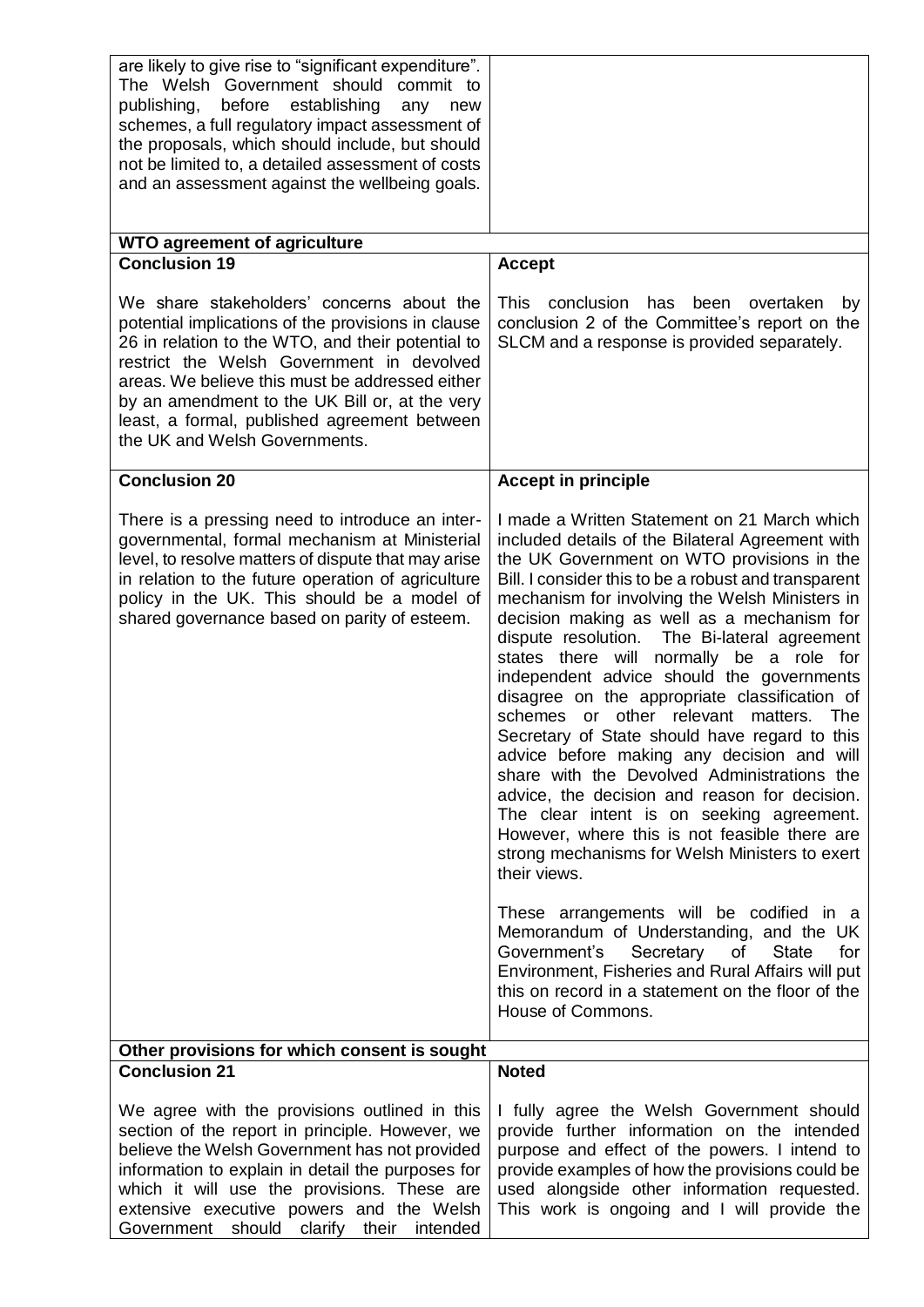| | |
|---|---|
| are likely to give rise to "significant expenditure". The Welsh Government should commit to publishing, before establishing any new schemes, a full regulatory impact assessment of the proposals, which should include, but should not be limited to, a detailed assessment of costs and an assessment against the wellbeing goals. | |
| **WTO agreement of agriculture** | |
| **Conclusion 19**<br><br>We share stakeholders' concerns about the potential implications of the provisions in clause 26 in relation to the WTO, and their potential to restrict the Welsh Government in devolved areas. We believe this must be addressed either by an amendment to the UK Bill or, at the very least, a formal, published agreement between the UK and Welsh Governments. | **Accept**<br><br>This conclusion has been overtaken by conclusion 2 of the Committee's report on the SLCM and a response is provided separately. |
| **Conclusion 20**<br><br>There is a pressing need to introduce an inter-governmental, formal mechanism at Ministerial level, to resolve matters of dispute that may arise in relation to the future operation of agriculture policy in the UK. This should be a model of shared governance based on parity of esteem. | **Accept in principle**<br><br>I made a Written Statement on 21 March which included details of the Bilateral Agreement with the UK Government on WTO provisions in the Bill. I consider this to be a robust and transparent mechanism for involving the Welsh Ministers in decision making as well as a mechanism for dispute resolution. The Bi-lateral agreement states there will normally be a role for independent advice should the governments disagree on the appropriate classification of schemes or other relevant matters. The Secretary of State should have regard to this advice before making any decision and will share with the Devolved Administrations the advice, the decision and reason for decision. The clear intent is on seeking agreement. However, where this is not feasible there are strong mechanisms for Welsh Ministers to exert their views.<br><br>These arrangements will be codified in a Memorandum of Understanding, and the UK Government's Secretary of State for Environment, Fisheries and Rural Affairs will put this on record in a statement on the floor of the House of Commons. |
| **Other provisions for which consent is sought** | |
| **Conclusion 21**<br><br>We agree with the provisions outlined in this section of the report in principle. However, we believe the Welsh Government has not provided information to explain in detail the purposes for which it will use the provisions. These are extensive executive powers and the Welsh Government should clarify their intended | **Noted**<br><br>I fully agree the Welsh Government should provide further information on the intended purpose and effect of the powers. I intend to provide examples of how the provisions could be used alongside other information requested. This work is ongoing and I will provide the |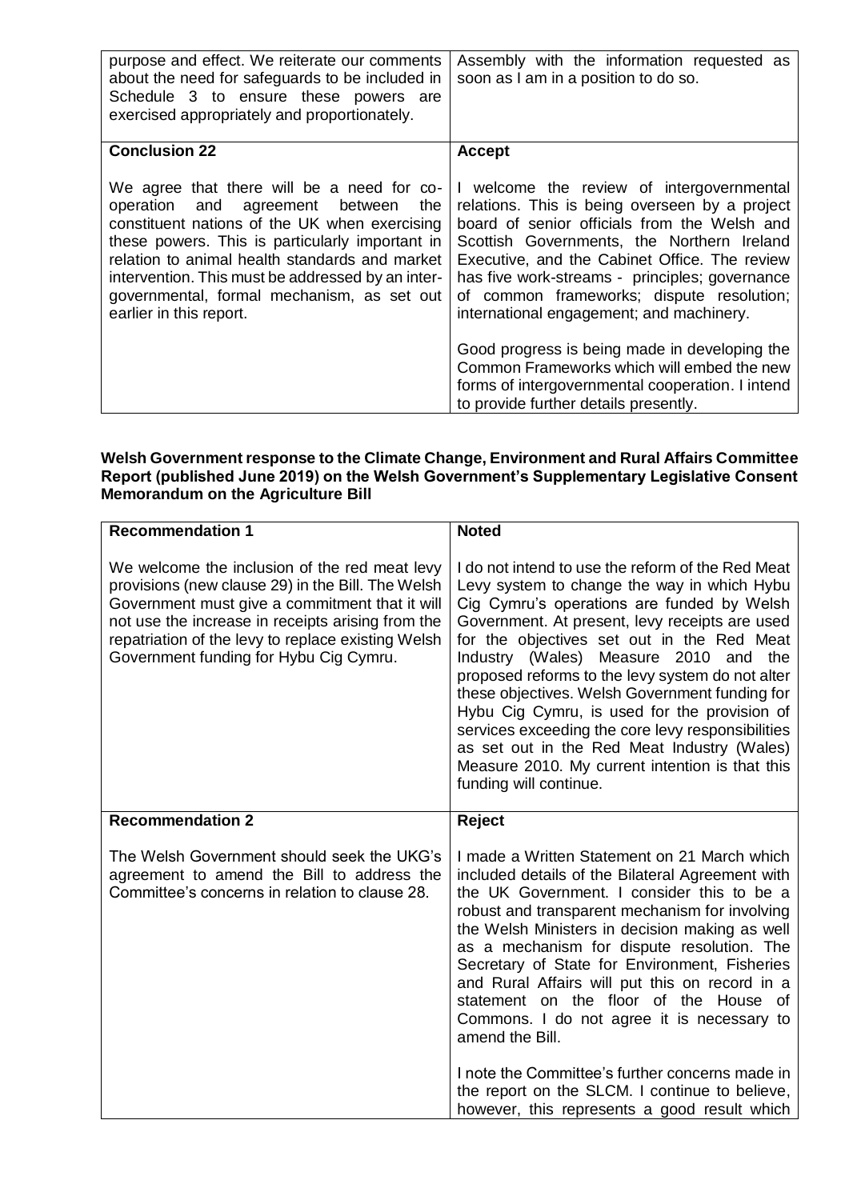| | |
|---|---|
| purpose and effect. We reiterate our comments about the need for safeguards to be included in Schedule 3 to ensure these powers are exercised appropriately and proportionately. | Assembly with the information requested as soon as I am in a position to do so. |
| **Conclusion 22**<br><br>We agree that there will be a need for co-operation and agreement between the constituent nations of the UK when exercising these powers. This is particularly important in relation to animal health standards and market intervention. This must be addressed by an inter-governmental, formal mechanism, as set out earlier in this report. | **Accept**<br><br>I welcome the review of intergovernmental relations. This is being overseen by a project board of senior officials from the Welsh and Scottish Governments, the Northern Ireland Executive, and the Cabinet Office. The review has five work-streams - principles; governance of common frameworks; dispute resolution; international engagement; and machinery.<br><br>Good progress is being made in developing the Common Frameworks which will embed the new forms of intergovernmental cooperation. I intend to provide further details presently. |

**Welsh Government response to the Climate Change, Environment and Rural Affairs Committee Report (published June 2019) on the Welsh Government's Supplementary Legislative Consent Memorandum on the Agriculture Bill**

| **Recommendation 1** | **Noted** |
|---|---|
| We welcome the inclusion of the red meat levy provisions (new clause 29) in the Bill. The Welsh Government must give a commitment that it will not use the increase in receipts arising from the repatriation of the levy to replace existing Welsh Government funding for Hybu Cig Cymru. | I do not intend to use the reform of the Red Meat Levy system to change the way in which Hybu Cig Cymru's operations are funded by Welsh Government. At present, levy receipts are used for the objectives set out in the Red Meat Industry (Wales) Measure 2010 and the proposed reforms to the levy system do not alter these objectives. Welsh Government funding for Hybu Cig Cymru, is used for the provision of services exceeding the core levy responsibilities as set out in the Red Meat Industry (Wales) Measure 2010. My current intention is that this funding will continue. |
| **Recommendation 2**<br><br>The Welsh Government should seek the UKG's agreement to amend the Bill to address the Committee's concerns in relation to clause 28. | **Reject**<br><br>I made a Written Statement on 21 March which included details of the Bilateral Agreement with the UK Government. I consider this to be a robust and transparent mechanism for involving the Welsh Ministers in decision making as well as a mechanism for dispute resolution. The Secretary of State for Environment, Fisheries and Rural Affairs will put this on record in a statement on the floor of the House of Commons. I do not agree it is necessary to amend the Bill.<br><br>I note the Committee's further concerns made in the report on the SLCM. I continue to believe, however, this represents a good result which |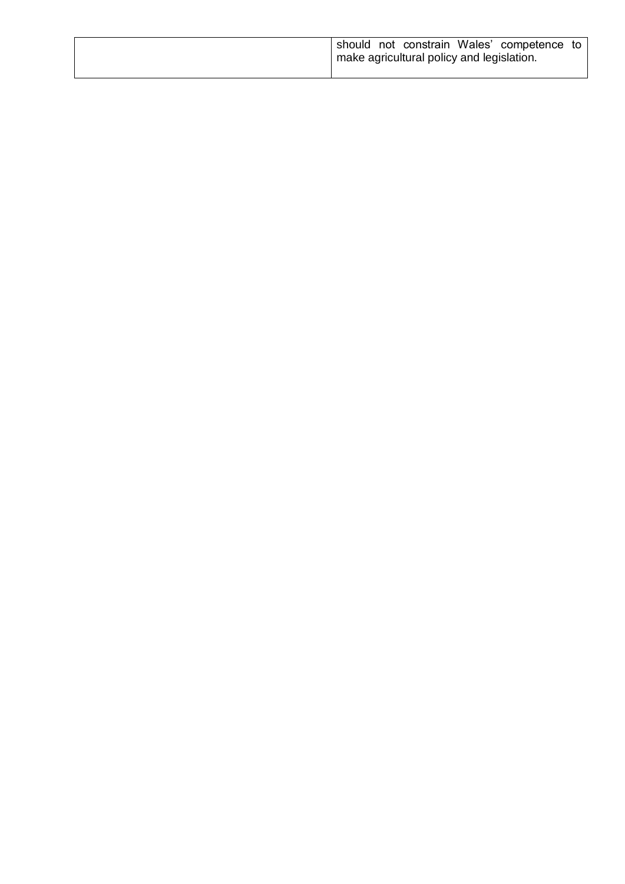| | |
|---|---|
| | should not constrain Wales' competence to make agricultural policy and legislation. |